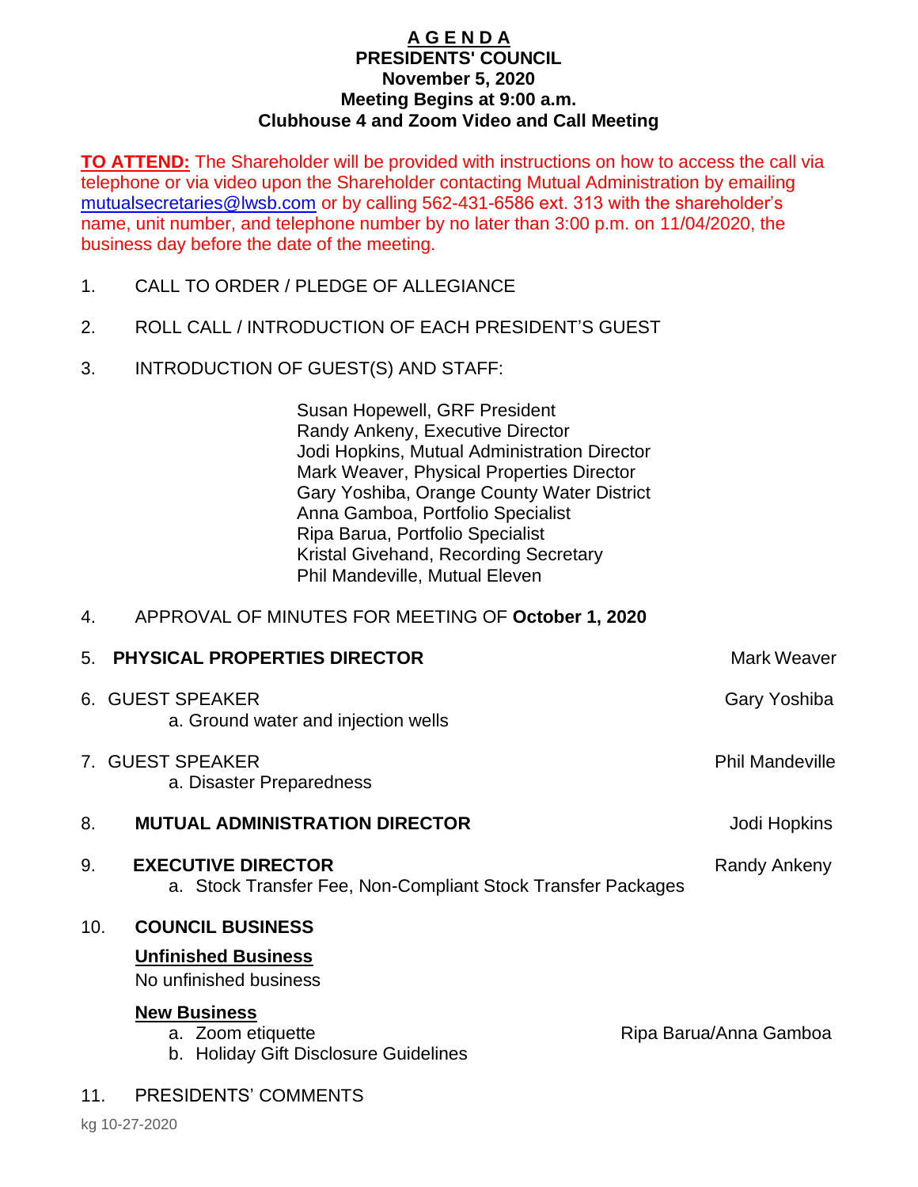# A G E N D A
## PRESIDENTS' COUNCIL
## November 5, 2020
## Meeting Begins at 9:00 a.m.
## Clubhouse 4 and Zoom Video and Call Meeting

**TO ATTEND:** The Shareholder will be provided with instructions on how to access the call via telephone or via video upon the Shareholder contacting Mutual Administration by emailing mutualsecretaries@lwsb.com or by calling 562-431-6586 ext. 313 with the shareholder's name, unit number, and telephone number by no later than 3:00 p.m. on 11/04/2020, the business day before the date of the meeting.

1. CALL TO ORDER / PLEDGE OF ALLEGIANCE

2. ROLL CALL / INTRODUCTION OF EACH PRESIDENT'S GUEST

3. INTRODUCTION OF GUEST(S) AND STAFF:

   Susan Hopewell, GRF President
   Randy Ankeny, Executive Director
   Jodi Hopkins, Mutual Administration Director
   Mark Weaver, Physical Properties Director
   Gary Yoshiba, Orange County Water District
   Anna Gamboa, Portfolio Specialist
   Ripa Barua, Portfolio Specialist
   Kristal Givehand, Recording Secretary
   Phil Mandeville, Mutual Eleven

4. APPROVAL OF MINUTES FOR MEETING OF **October 1, 2020**

5. **PHYSICAL PROPERTIES DIRECTOR** — Mark Weaver

6. GUEST SPEAKER — Gary Yoshiba
   a. Ground water and injection wells

7. GUEST SPEAKER — Phil Mandeville
   a. Disaster Preparedness

8. **MUTUAL ADMINISTRATION DIRECTOR** — Jodi Hopkins

9. **EXECUTIVE DIRECTOR** — Randy Ankeny
   a. Stock Transfer Fee, Non-Compliant Stock Transfer Packages

10. **COUNCIL BUSINESS**

    **Unfinished Business**
    No unfinished business

    **New Business**
    a. Zoom etiquette — Ripa Barua/Anna Gamboa
    b. Holiday Gift Disclosure Guidelines

11. PRESIDENTS' COMMENTS

kg 10-27-2020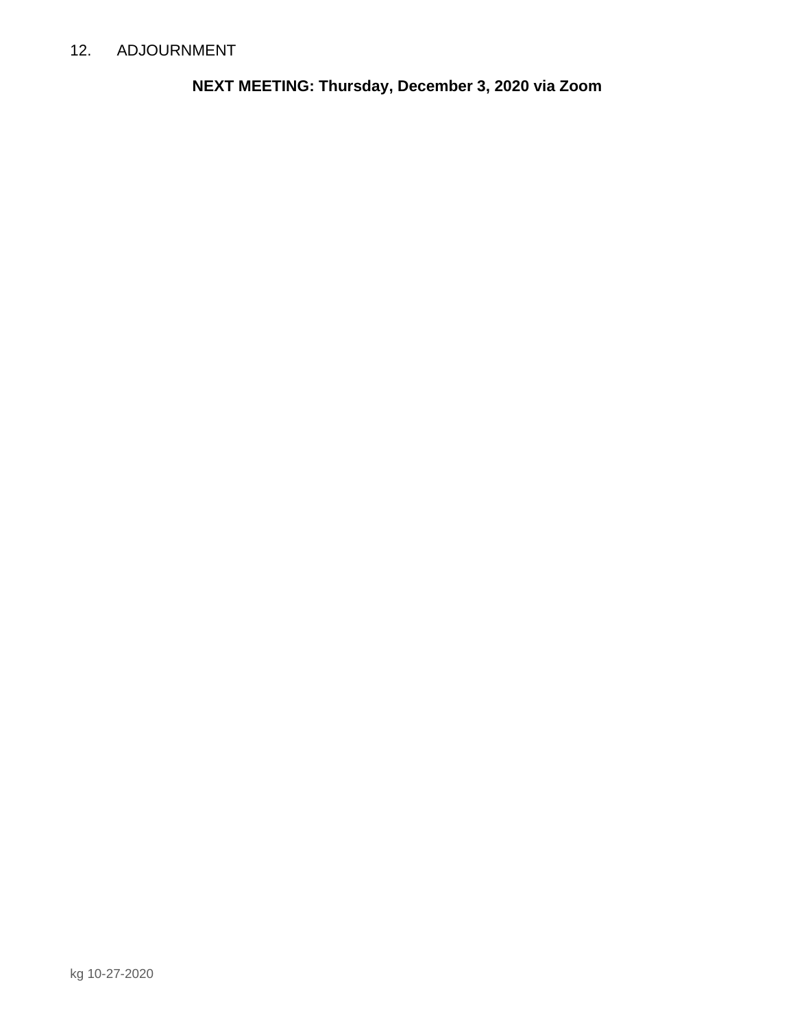12. ADJOURNMENT

**NEXT MEETING: Thursday, December 3, 2020 via Zoom**

kg 10-27-2020